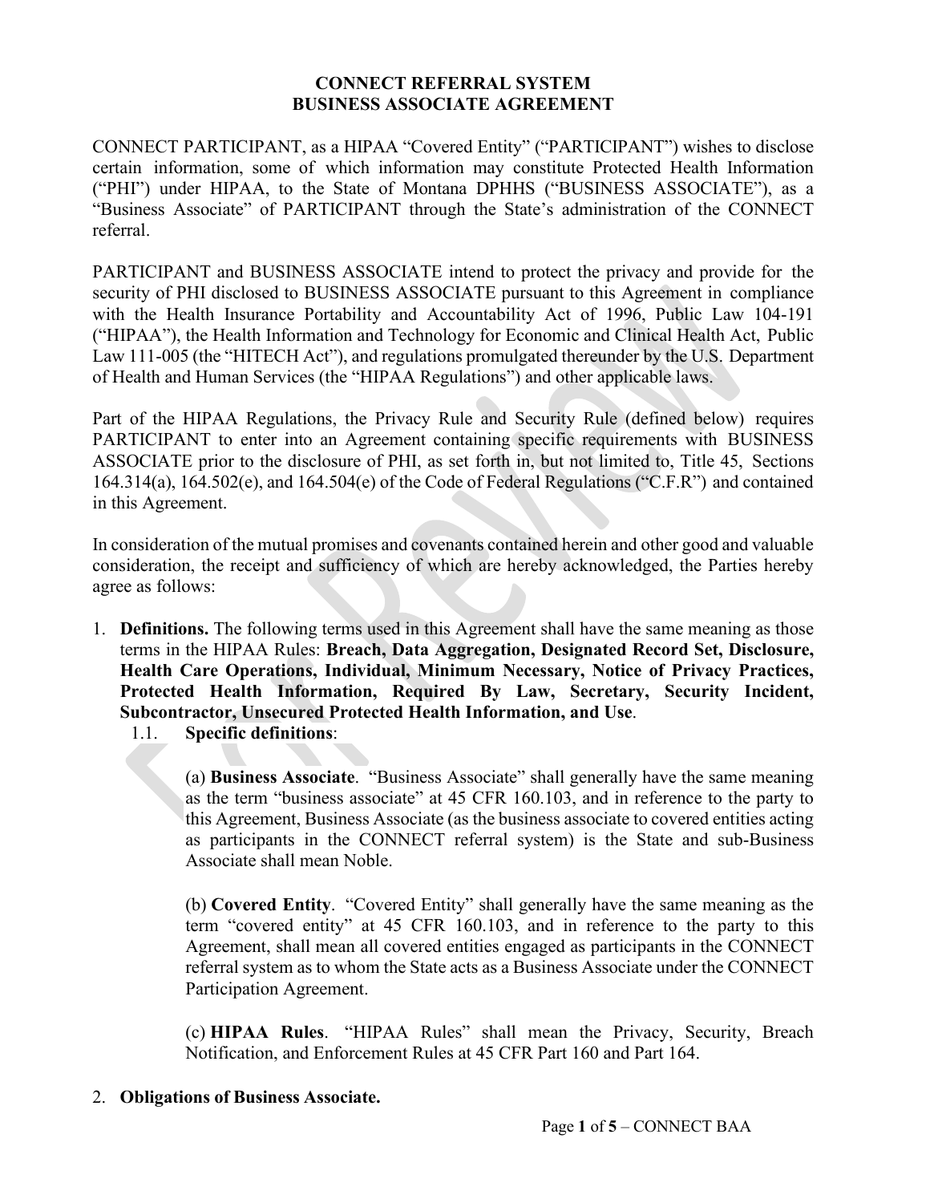# CONNECT REFERRAL SYSTEM
# BUSINESS ASSOCIATE AGREEMENT

CONNECT PARTICIPANT, as a HIPAA "Covered Entity" ("PARTICIPANT") wishes to disclose certain information, some of which information may constitute Protected Health Information ("PHI") under HIPAA, to the State of Montana DPHHS ("BUSINESS ASSOCIATE"), as a "Business Associate" of PARTICIPANT through the State's administration of the CONNECT referral.

PARTICIPANT and BUSINESS ASSOCIATE intend to protect the privacy and provide for the security of PHI disclosed to BUSINESS ASSOCIATE pursuant to this Agreement in compliance with the Health Insurance Portability and Accountability Act of 1996, Public Law 104-191 ("HIPAA"), the Health Information and Technology for Economic and Clinical Health Act, Public Law 111-005 (the "HITECH Act"), and regulations promulgated thereunder by the U.S. Department of Health and Human Services (the "HIPAA Regulations") and other applicable laws.

Part of the HIPAA Regulations, the Privacy Rule and Security Rule (defined below) requires PARTICIPANT to enter into an Agreement containing specific requirements with BUSINESS ASSOCIATE prior to the disclosure of PHI, as set forth in, but not limited to, Title 45, Sections 164.314(a), 164.502(e), and 164.504(e) of the Code of Federal Regulations ("C.F.R") and contained in this Agreement.

In consideration of the mutual promises and covenants contained herein and other good and valuable consideration, the receipt and sufficiency of which are hereby acknowledged, the Parties hereby agree as follows:

1. **Definitions.** The following terms used in this Agreement shall have the same meaning as those terms in the HIPAA Rules: **Breach, Data Aggregation, Designated Record Set, Disclosure, Health Care Operations, Individual, Minimum Necessary, Notice of Privacy Practices, Protected Health Information, Required By Law, Secretary, Security Incident, Subcontractor, Unsecured Protected Health Information, and Use**.

   1.1. **Specific definitions**:

   (a) **Business Associate**. "Business Associate" shall generally have the same meaning as the term "business associate" at 45 CFR 160.103, and in reference to the party to this Agreement, Business Associate (as the business associate to covered entities acting as participants in the CONNECT referral system) is the State and sub-Business Associate shall mean Noble.

   (b) **Covered Entity**. "Covered Entity" shall generally have the same meaning as the term "covered entity" at 45 CFR 160.103, and in reference to the party to this Agreement, shall mean all covered entities engaged as participants in the CONNECT referral system as to whom the State acts as a Business Associate under the CONNECT Participation Agreement.

   (c) **HIPAA Rules**. "HIPAA Rules" shall mean the Privacy, Security, Breach Notification, and Enforcement Rules at 45 CFR Part 160 and Part 164.

2. **Obligations of Business Associate.**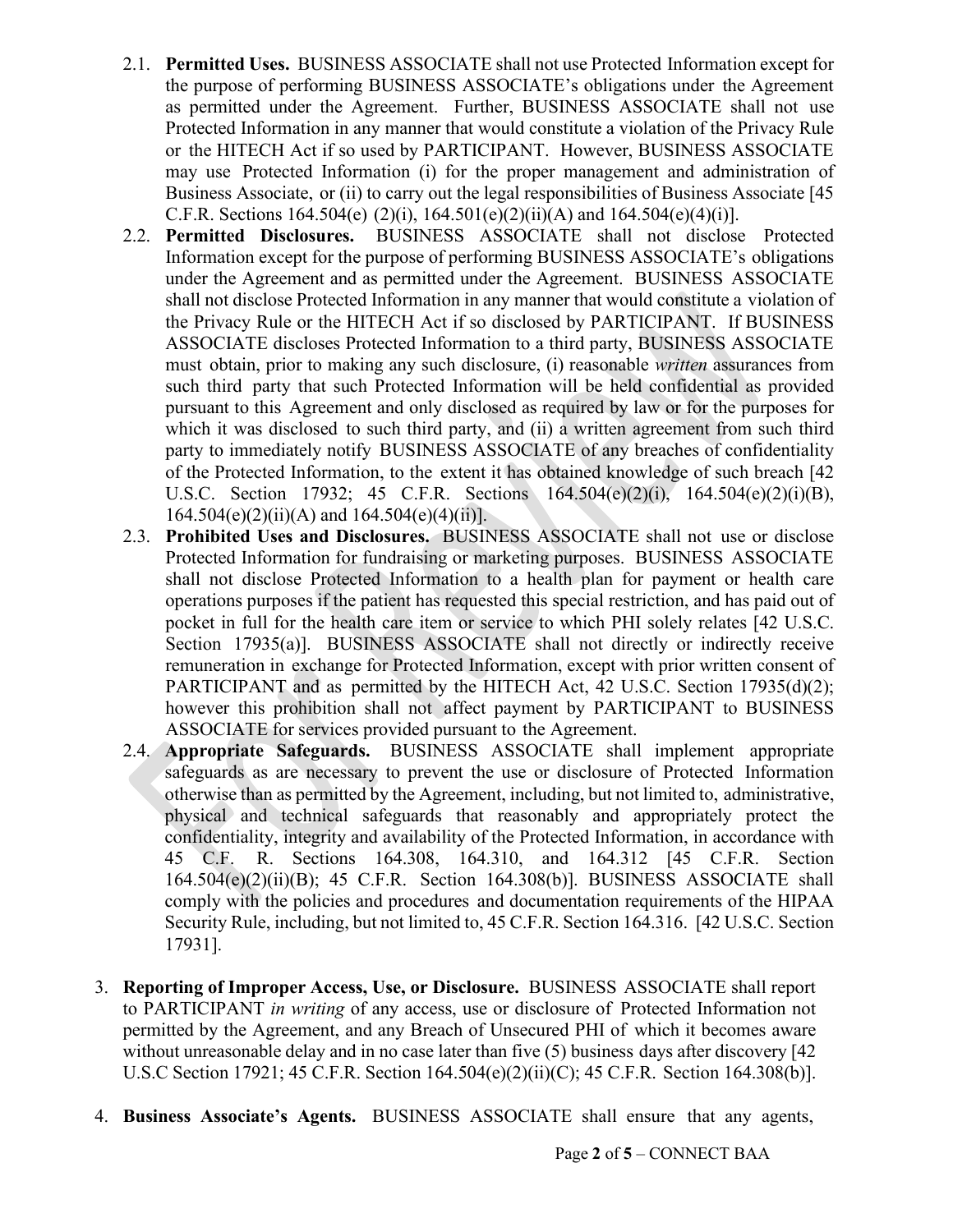2.1. **Permitted Uses.** BUSINESS ASSOCIATE shall not use Protected Information except for the purpose of performing BUSINESS ASSOCIATE's obligations under the Agreement as permitted under the Agreement. Further, BUSINESS ASSOCIATE shall not use Protected Information in any manner that would constitute a violation of the Privacy Rule or the HITECH Act if so used by PARTICIPANT. However, BUSINESS ASSOCIATE may use Protected Information (i) for the proper management and administration of Business Associate, or (ii) to carry out the legal responsibilities of Business Associate [45 C.F.R. Sections 164.504(e) (2)(i), 164.501(e)(2)(ii)(A) and 164.504(e)(4)(i)].

2.2. **Permitted Disclosures.** BUSINESS ASSOCIATE shall not disclose Protected Information except for the purpose of performing BUSINESS ASSOCIATE's obligations under the Agreement and as permitted under the Agreement. BUSINESS ASSOCIATE shall not disclose Protected Information in any manner that would constitute a violation of the Privacy Rule or the HITECH Act if so disclosed by PARTICIPANT. If BUSINESS ASSOCIATE discloses Protected Information to a third party, BUSINESS ASSOCIATE must obtain, prior to making any such disclosure, (i) reasonable *written* assurances from such third party that such Protected Information will be held confidential as provided pursuant to this Agreement and only disclosed as required by law or for the purposes for which it was disclosed to such third party, and (ii) a written agreement from such third party to immediately notify BUSINESS ASSOCIATE of any breaches of confidentiality of the Protected Information, to the extent it has obtained knowledge of such breach [42 U.S.C. Section 17932; 45 C.F.R. Sections 164.504(e)(2)(i), 164.504(e)(2)(i)(B), 164.504(e)(2)(ii)(A) and 164.504(e)(4)(ii)].

2.3. **Prohibited Uses and Disclosures.** BUSINESS ASSOCIATE shall not use or disclose Protected Information for fundraising or marketing purposes. BUSINESS ASSOCIATE shall not disclose Protected Information to a health plan for payment or health care operations purposes if the patient has requested this special restriction, and has paid out of pocket in full for the health care item or service to which PHI solely relates [42 U.S.C. Section 17935(a)]. BUSINESS ASSOCIATE shall not directly or indirectly receive remuneration in exchange for Protected Information, except with prior written consent of PARTICIPANT and as permitted by the HITECH Act, 42 U.S.C. Section 17935(d)(2); however this prohibition shall not affect payment by PARTICIPANT to BUSINESS ASSOCIATE for services provided pursuant to the Agreement.

2.4. **Appropriate Safeguards.** BUSINESS ASSOCIATE shall implement appropriate safeguards as are necessary to prevent the use or disclosure of Protected Information otherwise than as permitted by the Agreement, including, but not limited to, administrative, physical and technical safeguards that reasonably and appropriately protect the confidentiality, integrity and availability of the Protected Information, in accordance with 45 C.F. R. Sections 164.308, 164.310, and 164.312 [45 C.F.R. Section 164.504(e)(2)(ii)(B); 45 C.F.R. Section 164.308(b)]. BUSINESS ASSOCIATE shall comply with the policies and procedures and documentation requirements of the HIPAA Security Rule, including, but not limited to, 45 C.F.R. Section 164.316. [42 U.S.C. Section 17931].

3. **Reporting of Improper Access, Use, or Disclosure.** BUSINESS ASSOCIATE shall report to PARTICIPANT *in writing* of any access, use or disclosure of Protected Information not permitted by the Agreement, and any Breach of Unsecured PHI of which it becomes aware without unreasonable delay and in no case later than five (5) business days after discovery [42 U.S.C Section 17921; 45 C.F.R. Section 164.504(e)(2)(ii)(C); 45 C.F.R. Section 164.308(b)].

4. **Business Associate's Agents.** BUSINESS ASSOCIATE shall ensure that any agents,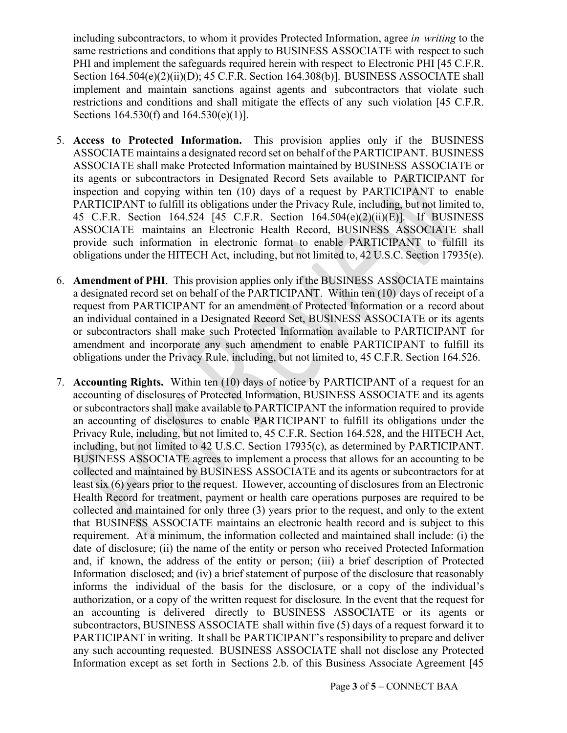including subcontractors, to whom it provides Protected Information, agree *in writing* to the same restrictions and conditions that apply to BUSINESS ASSOCIATE with respect to such PHI and implement the safeguards required herein with respect to Electronic PHI [45 C.F.R. Section 164.504(e)(2)(ii)(D); 45 C.F.R. Section 164.308(b)]. BUSINESS ASSOCIATE shall implement and maintain sanctions against agents and subcontractors that violate such restrictions and conditions and shall mitigate the effects of any such violation [45 C.F.R. Sections 164.530(f) and 164.530(e)(1)].

5. **Access to Protected Information.** This provision applies only if the BUSINESS ASSOCIATE maintains a designated record set on behalf of the PARTICIPANT. BUSINESS ASSOCIATE shall make Protected Information maintained by BUSINESS ASSOCIATE or its agents or subcontractors in Designated Record Sets available to PARTICIPANT for inspection and copying within ten (10) days of a request by PARTICIPANT to enable PARTICIPANT to fulfill its obligations under the Privacy Rule, including, but not limited to, 45 C.F.R. Section 164.524 [45 C.F.R. Section 164.504(e)(2)(ii)(E)]. If BUSINESS ASSOCIATE maintains an Electronic Health Record, BUSINESS ASSOCIATE shall provide such information in electronic format to enable PARTICIPANT to fulfill its obligations under the HITECH Act, including, but not limited to, 42 U.S.C. Section 17935(e).

6. **Amendment of PHI**. This provision applies only if the BUSINESS ASSOCIATE maintains a designated record set on behalf of the PARTICIPANT. Within ten (10) days of receipt of a request from PARTICIPANT for an amendment of Protected Information or a record about an individual contained in a Designated Record Set, BUSINESS ASSOCIATE or its agents or subcontractors shall make such Protected Information available to PARTICIPANT for amendment and incorporate any such amendment to enable PARTICIPANT to fulfill its obligations under the Privacy Rule, including, but not limited to, 45 C.F.R. Section 164.526.

7. **Accounting Rights.** Within ten (10) days of notice by PARTICIPANT of a request for an accounting of disclosures of Protected Information, BUSINESS ASSOCIATE and its agents or subcontractors shall make available to PARTICIPANT the information required to provide an accounting of disclosures to enable PARTICIPANT to fulfill its obligations under the Privacy Rule, including, but not limited to, 45 C.F.R. Section 164.528, and the HITECH Act, including, but not limited to 42 U.S.C. Section 17935(c), as determined by PARTICIPANT. BUSINESS ASSOCIATE agrees to implement a process that allows for an accounting to be collected and maintained by BUSINESS ASSOCIATE and its agents or subcontractors for at least six (6) years prior to the request. However, accounting of disclosures from an Electronic Health Record for treatment, payment or health care operations purposes are required to be collected and maintained for only three (3) years prior to the request, and only to the extent that BUSINESS ASSOCIATE maintains an electronic health record and is subject to this requirement. At a minimum, the information collected and maintained shall include: (i) the date of disclosure; (ii) the name of the entity or person who received Protected Information and, if known, the address of the entity or person; (iii) a brief description of Protected Information disclosed; and (iv) a brief statement of purpose of the disclosure that reasonably informs the individual of the basis for the disclosure, or a copy of the individual's authorization, or a copy of the written request for disclosure. In the event that the request for an accounting is delivered directly to BUSINESS ASSOCIATE or its agents or subcontractors, BUSINESS ASSOCIATE shall within five (5) days of a request forward it to PARTICIPANT in writing. It shall be PARTICIPANT's responsibility to prepare and deliver any such accounting requested. BUSINESS ASSOCIATE shall not disclose any Protected Information except as set forth in Sections 2.b. of this Business Associate Agreement [45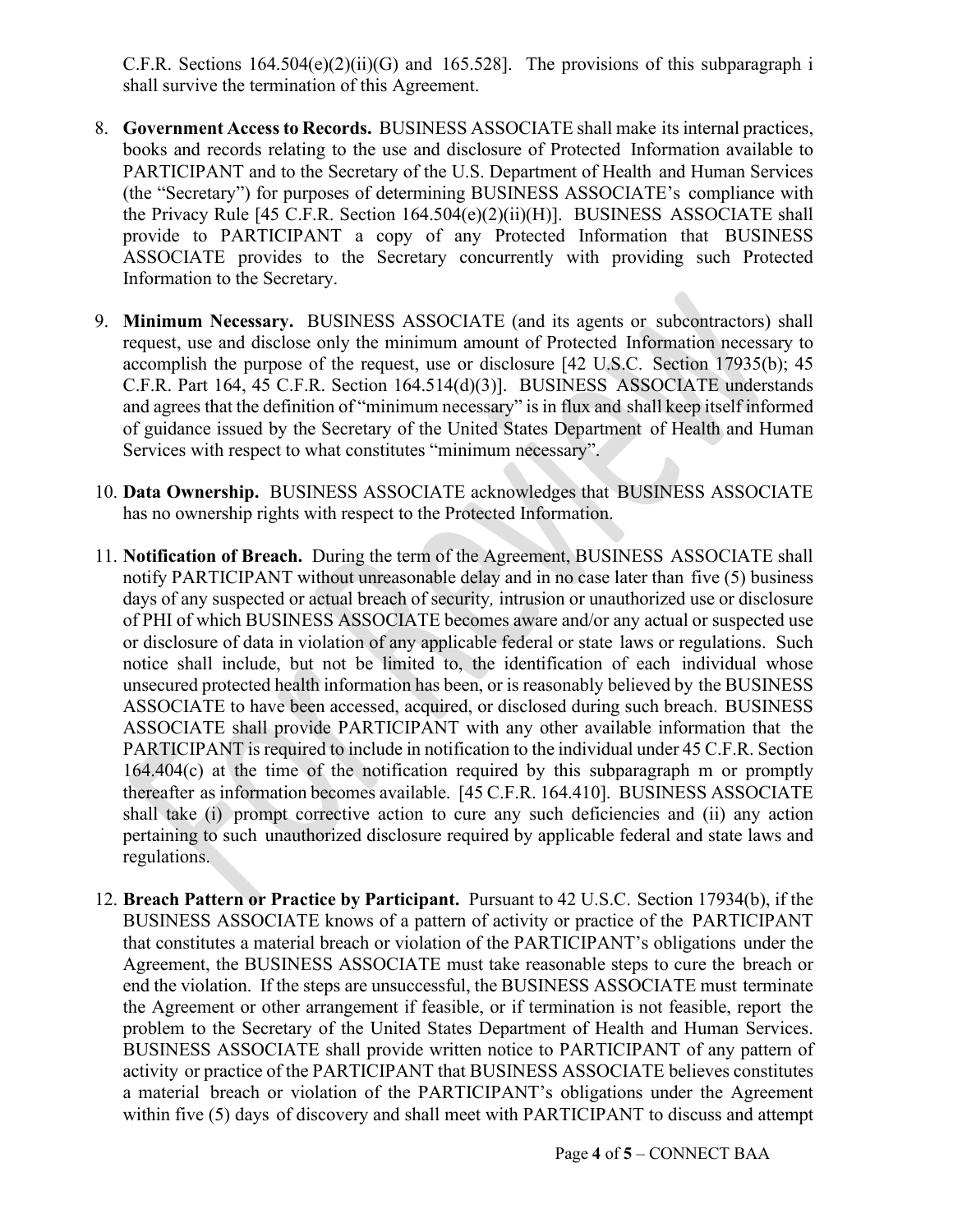C.F.R. Sections 164.504(e)(2)(ii)(G) and 165.528]. The provisions of this subparagraph i shall survive the termination of this Agreement.

8. **Government Access to Records.** BUSINESS ASSOCIATE shall make its internal practices, books and records relating to the use and disclosure of Protected Information available to PARTICIPANT and to the Secretary of the U.S. Department of Health and Human Services (the "Secretary") for purposes of determining BUSINESS ASSOCIATE's compliance with the Privacy Rule [45 C.F.R. Section 164.504(e)(2)(ii)(H)]. BUSINESS ASSOCIATE shall provide to PARTICIPANT a copy of any Protected Information that BUSINESS ASSOCIATE provides to the Secretary concurrently with providing such Protected Information to the Secretary.

9. **Minimum Necessary.** BUSINESS ASSOCIATE (and its agents or subcontractors) shall request, use and disclose only the minimum amount of Protected Information necessary to accomplish the purpose of the request, use or disclosure [42 U.S.C. Section 17935(b); 45 C.F.R. Part 164, 45 C.F.R. Section 164.514(d)(3)]. BUSINESS ASSOCIATE understands and agrees that the definition of "minimum necessary" is in flux and shall keep itself informed of guidance issued by the Secretary of the United States Department of Health and Human Services with respect to what constitutes "minimum necessary".

10. **Data Ownership.** BUSINESS ASSOCIATE acknowledges that BUSINESS ASSOCIATE has no ownership rights with respect to the Protected Information.

11. **Notification of Breach.** During the term of the Agreement, BUSINESS ASSOCIATE shall notify PARTICIPANT without unreasonable delay and in no case later than five (5) business days of any suspected or actual breach of security*,* intrusion or unauthorized use or disclosure of PHI of which BUSINESS ASSOCIATE becomes aware and/or any actual or suspected use or disclosure of data in violation of any applicable federal or state laws or regulations. Such notice shall include, but not be limited to, the identification of each individual whose unsecured protected health information has been, or is reasonably believed by the BUSINESS ASSOCIATE to have been accessed, acquired, or disclosed during such breach. BUSINESS ASSOCIATE shall provide PARTICIPANT with any other available information that the PARTICIPANT is required to include in notification to the individual under 45 C.F.R. Section 164.404(c) at the time of the notification required by this subparagraph m or promptly thereafter as information becomes available. [45 C.F.R. 164.410]. BUSINESS ASSOCIATE shall take (i) prompt corrective action to cure any such deficiencies and (ii) any action pertaining to such unauthorized disclosure required by applicable federal and state laws and regulations.

12. **Breach Pattern or Practice by Participant.** Pursuant to 42 U.S.C. Section 17934(b), if the BUSINESS ASSOCIATE knows of a pattern of activity or practice of the PARTICIPANT that constitutes a material breach or violation of the PARTICIPANT's obligations under the Agreement, the BUSINESS ASSOCIATE must take reasonable steps to cure the breach or end the violation. If the steps are unsuccessful, the BUSINESS ASSOCIATE must terminate the Agreement or other arrangement if feasible, or if termination is not feasible, report the problem to the Secretary of the United States Department of Health and Human Services. BUSINESS ASSOCIATE shall provide written notice to PARTICIPANT of any pattern of activity or practice of the PARTICIPANT that BUSINESS ASSOCIATE believes constitutes a material breach or violation of the PARTICIPANT's obligations under the Agreement within five (5) days of discovery and shall meet with PARTICIPANT to discuss and attempt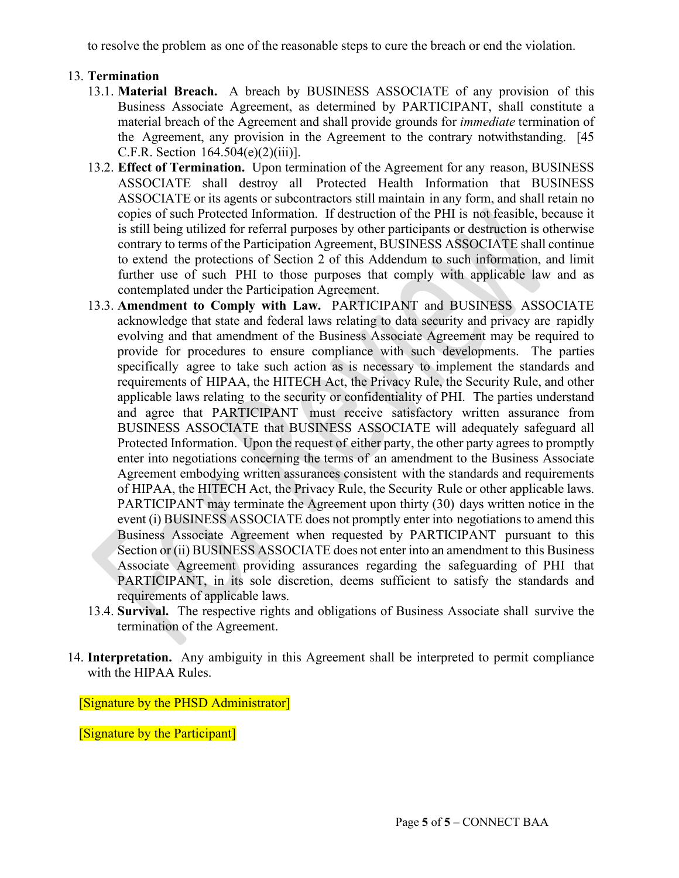to resolve the problem as one of the reasonable steps to cure the breach or end the violation.

13. **Termination**
    13.1. **Material Breach.** A breach by BUSINESS ASSOCIATE of any provision of this Business Associate Agreement, as determined by PARTICIPANT, shall constitute a material breach of the Agreement and shall provide grounds for *immediate* termination of the Agreement, any provision in the Agreement to the contrary notwithstanding. [45 C.F.R. Section 164.504(e)(2)(iii)].
    13.2. **Effect of Termination.** Upon termination of the Agreement for any reason, BUSINESS ASSOCIATE shall destroy all Protected Health Information that BUSINESS ASSOCIATE or its agents or subcontractors still maintain in any form, and shall retain no copies of such Protected Information. If destruction of the PHI is not feasible, because it is still being utilized for referral purposes by other participants or destruction is otherwise contrary to terms of the Participation Agreement, BUSINESS ASSOCIATE shall continue to extend the protections of Section 2 of this Addendum to such information, and limit further use of such PHI to those purposes that comply with applicable law and as contemplated under the Participation Agreement.
    13.3. **Amendment to Comply with Law.** PARTICIPANT and BUSINESS ASSOCIATE acknowledge that state and federal laws relating to data security and privacy are rapidly evolving and that amendment of the Business Associate Agreement may be required to provide for procedures to ensure compliance with such developments. The parties specifically agree to take such action as is necessary to implement the standards and requirements of HIPAA, the HITECH Act, the Privacy Rule, the Security Rule, and other applicable laws relating to the security or confidentiality of PHI. The parties understand and agree that PARTICIPANT must receive satisfactory written assurance from BUSINESS ASSOCIATE that BUSINESS ASSOCIATE will adequately safeguard all Protected Information. Upon the request of either party, the other party agrees to promptly enter into negotiations concerning the terms of an amendment to the Business Associate Agreement embodying written assurances consistent with the standards and requirements of HIPAA, the HITECH Act, the Privacy Rule, the Security Rule or other applicable laws. PARTICIPANT may terminate the Agreement upon thirty (30) days written notice in the event (i) BUSINESS ASSOCIATE does not promptly enter into negotiations to amend this Business Associate Agreement when requested by PARTICIPANT pursuant to this Section or (ii) BUSINESS ASSOCIATE does not enter into an amendment to this Business Associate Agreement providing assurances regarding the safeguarding of PHI that PARTICIPANT, in its sole discretion, deems sufficient to satisfy the standards and requirements of applicable laws.
    13.4. **Survival.** The respective rights and obligations of Business Associate shall survive the termination of the Agreement.

14. **Interpretation.** Any ambiguity in this Agreement shall be interpreted to permit compliance with the HIPAA Rules.

[Signature by the PHSD Administrator]

[Signature by the Participant]